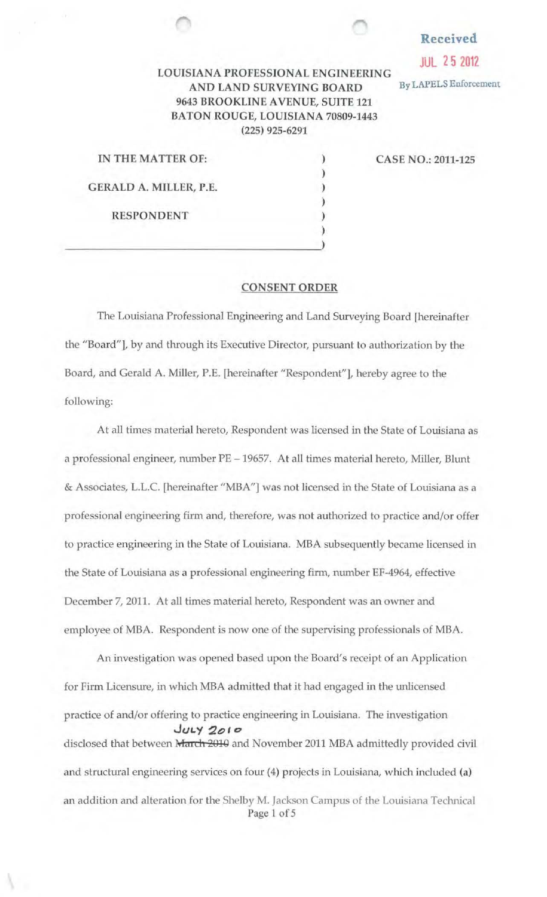Received

JUL 25 2012

By LAPELS Enforcement

**LOUISIANA PROFESSIONAL ENGINEERING AND LAND SURVEYING BOARD**
**9643 BROOKLINE AVENUE, SUITE 121**
**BATON ROUGE, LOUISIANA 70809-1443**
**(225) 925-6291**

**IN THE MATTER OF:**

**GERALD A. MILLER, P.E.**

**RESPONDENT**

**CASE NO.: 2011-125**

## CONSENT ORDER

The Louisiana Professional Engineering and Land Surveying Board [hereinafter the "Board"], by and through its Executive Director, pursuant to authorization by the Board, and Gerald A. Miller, P.E. [hereinafter "Respondent"], hereby agree to the following:

At all times material hereto, Respondent was licensed in the State of Louisiana as a professional engineer, number PE – 19657. At all times material hereto, Miller, Blunt & Associates, L.L.C. [hereinafter "MBA"] was not licensed in the State of Louisiana as a professional engineering firm and, therefore, was not authorized to practice and/or offer to practice engineering in the State of Louisiana. MBA subsequently became licensed in the State of Louisiana as a professional engineering firm, number EF-4964, effective December 7, 2011. At all times material hereto, Respondent was an owner and employee of MBA. Respondent is now one of the supervising professionals of MBA.

An investigation was opened based upon the Board's receipt of an Application for Firm Licensure, in which MBA admitted that it had engaged in the unlicensed practice of and/or offering to practice engineering in Louisiana. The investigation disclosed that between ~~March 2010~~ JULY 2010 and November 2011 MBA admittedly provided civil and structural engineering services on four (4) projects in Louisiana, which included (a) an addition and alteration for the Shelby M. Jackson Campus of the Louisiana Technical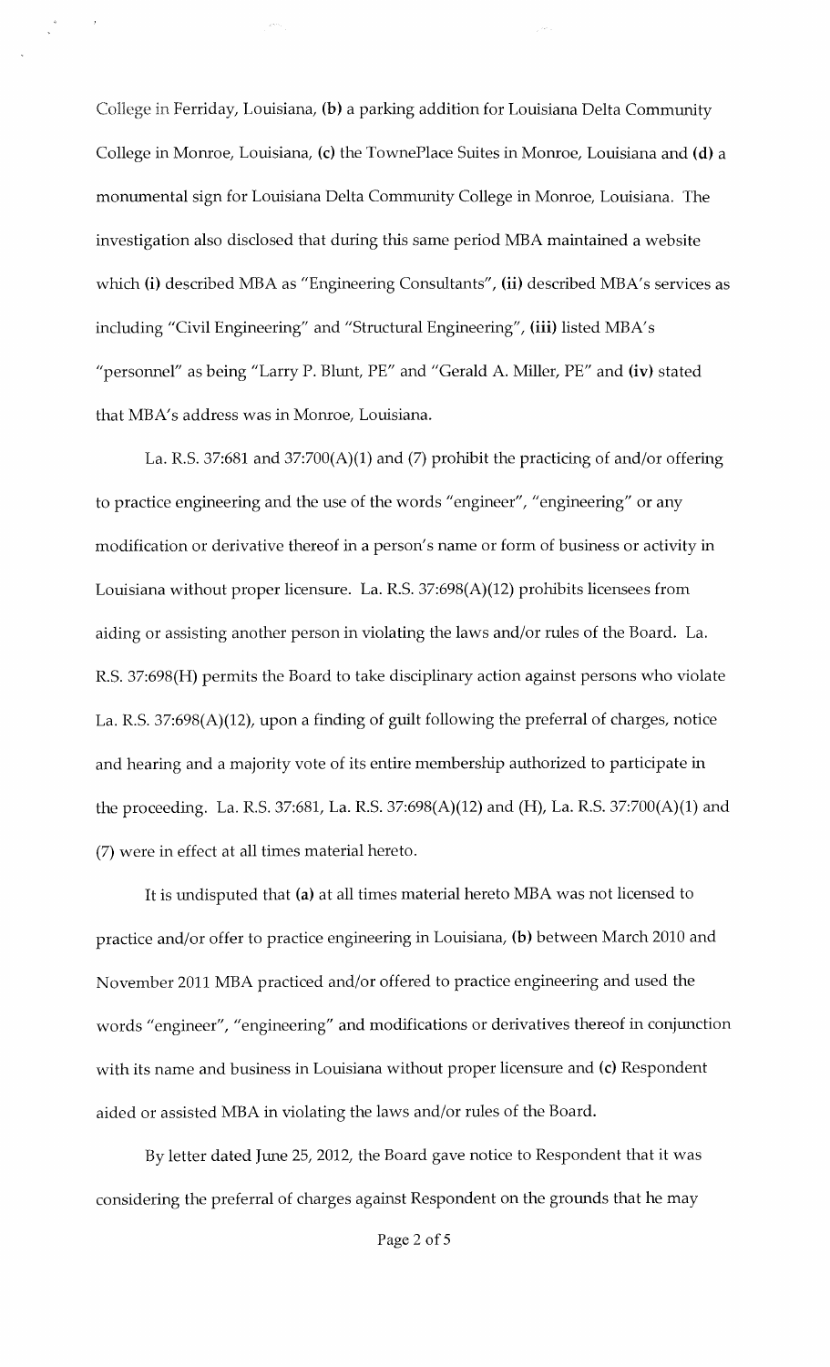College in Ferriday, Louisiana, **(b)** a parking addition for Louisiana Delta Community College in Monroe, Louisiana, **(c)** the TownePlace Suites in Monroe, Louisiana and **(d)** a monumental sign for Louisiana Delta Community College in Monroe, Louisiana. The investigation also disclosed that during this same period MBA maintained a website which **(i)** described MBA as "Engineering Consultants", **(ii)** described MBA's services as including "Civil Engineering" and "Structural Engineering", **(iii)** listed MBA's "personnel" as being "Larry P. Blunt, PE" and "Gerald A. Miller, PE" and **(iv)** stated that MBA's address was in Monroe, Louisiana.

La. R.S. 37:681 and 37:700(A)(1) and (7) prohibit the practicing of and/or offering to practice engineering and the use of the words "engineer", "engineering" or any modification or derivative thereof in a person's name or form of business or activity in Louisiana without proper licensure. La. R.S. 37:698(A)(12) prohibits licensees from aiding or assisting another person in violating the laws and/or rules of the Board. La. R.S. 37:698(H) permits the Board to take disciplinary action against persons who violate La. R.S. 37:698(A)(12), upon a finding of guilt following the preferral of charges, notice and hearing and a majority vote of its entire membership authorized to participate in the proceeding. La. R.S. 37:681, La. R.S. 37:698(A)(12) and (H), La. R.S. 37:700(A)(1) and (7) were in effect at all times material hereto.

It is undisputed that **(a)** at all times material hereto MBA was not licensed to practice and/or offer to practice engineering in Louisiana, **(b)** between March 2010 and November 2011 MBA practiced and/or offered to practice engineering and used the words "engineer", "engineering" and modifications or derivatives thereof in conjunction with its name and business in Louisiana without proper licensure and **(c)** Respondent aided or assisted MBA in violating the laws and/or rules of the Board.

By letter dated June 25, 2012, the Board gave notice to Respondent that it was considering the preferral of charges against Respondent on the grounds that he may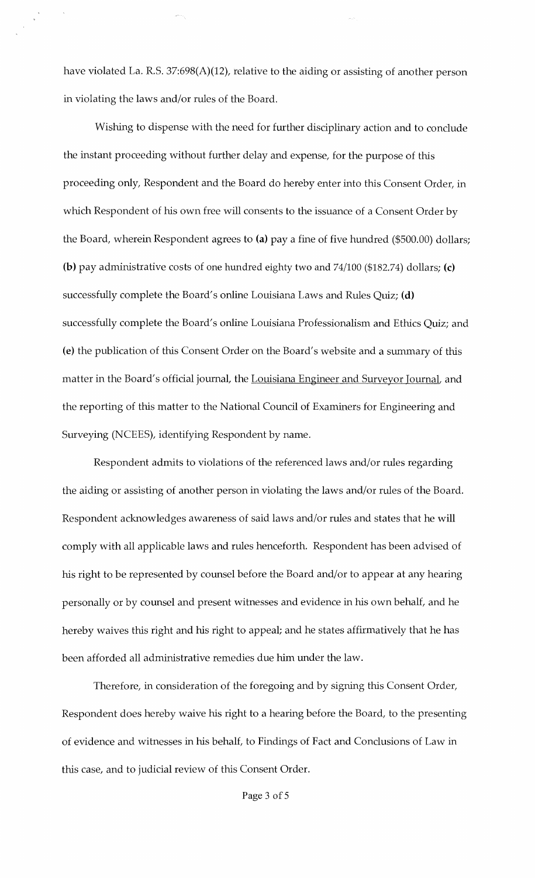have violated La. R.S. 37:698(A)(12), relative to the aiding or assisting of another person in violating the laws and/or rules of the Board.

Wishing to dispense with the need for further disciplinary action and to conclude the instant proceeding without further delay and expense, for the purpose of this proceeding only, Respondent and the Board do hereby enter into this Consent Order, in which Respondent of his own free will consents to the issuance of a Consent Order by the Board, wherein Respondent agrees to **(a)** pay a fine of five hundred ($500.00) dollars; **(b)** pay administrative costs of one hundred eighty two and 74/100 ($182.74) dollars; **(c)** successfully complete the Board's online Louisiana Laws and Rules Quiz; **(d)** successfully complete the Board's online Louisiana Professionalism and Ethics Quiz; and **(e)** the publication of this Consent Order on the Board's website and a summary of this matter in the Board's official journal, the Louisiana Engineer and Surveyor Journal, and the reporting of this matter to the National Council of Examiners for Engineering and Surveying (NCEES), identifying Respondent by name.

Respondent admits to violations of the referenced laws and/or rules regarding the aiding or assisting of another person in violating the laws and/or rules of the Board. Respondent acknowledges awareness of said laws and/or rules and states that he will comply with all applicable laws and rules henceforth. Respondent has been advised of his right to be represented by counsel before the Board and/or to appear at any hearing personally or by counsel and present witnesses and evidence in his own behalf, and he hereby waives this right and his right to appeal; and he states affirmatively that he has been afforded all administrative remedies due him under the law.

Therefore, in consideration of the foregoing and by signing this Consent Order, Respondent does hereby waive his right to a hearing before the Board, to the presenting of evidence and witnesses in his behalf, to Findings of Fact and Conclusions of Law in this case, and to judicial review of this Consent Order.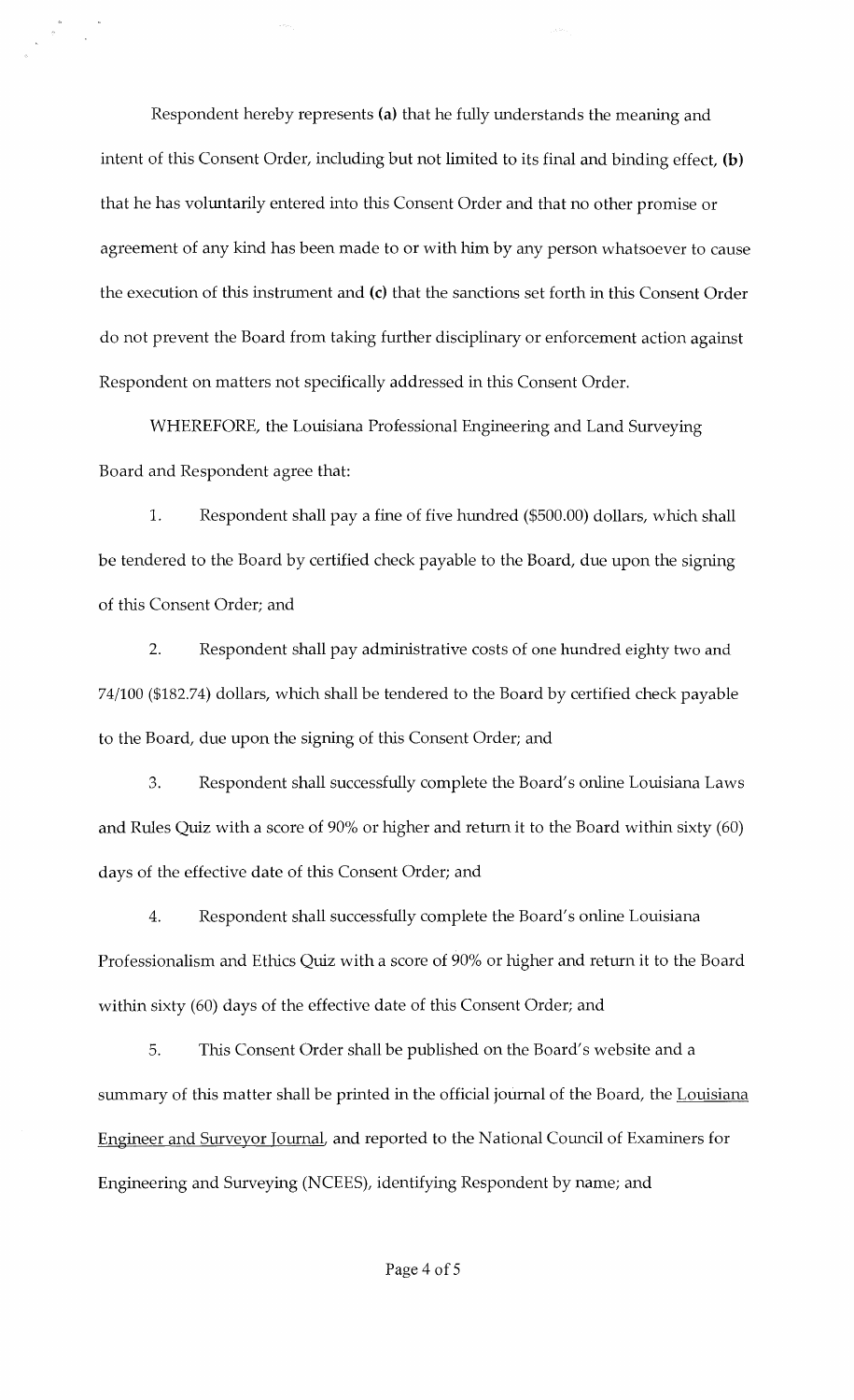Respondent hereby represents **(a)** that he fully understands the meaning and intent of this Consent Order, including but not limited to its final and binding effect, **(b)** that he has voluntarily entered into this Consent Order and that no other promise or agreement of any kind has been made to or with him by any person whatsoever to cause the execution of this instrument and **(c)** that the sanctions set forth in this Consent Order do not prevent the Board from taking further disciplinary or enforcement action against Respondent on matters not specifically addressed in this Consent Order.

WHEREFORE, the Louisiana Professional Engineering and Land Surveying Board and Respondent agree that:

1. Respondent shall pay a fine of five hundred ($500.00) dollars, which shall be tendered to the Board by certified check payable to the Board, due upon the signing of this Consent Order; and

2. Respondent shall pay administrative costs of one hundred eighty two and 74/100 ($182.74) dollars, which shall be tendered to the Board by certified check payable to the Board, due upon the signing of this Consent Order; and

3. Respondent shall successfully complete the Board's online Louisiana Laws and Rules Quiz with a score of 90% or higher and return it to the Board within sixty (60) days of the effective date of this Consent Order; and

4. Respondent shall successfully complete the Board's online Louisiana Professionalism and Ethics Quiz with a score of 90% or higher and return it to the Board within sixty (60) days of the effective date of this Consent Order; and

5. This Consent Order shall be published on the Board's website and a summary of this matter shall be printed in the official journal of the Board, the Louisiana Engineer and Surveyor Journal, and reported to the National Council of Examiners for Engineering and Surveying (NCEES), identifying Respondent by name; and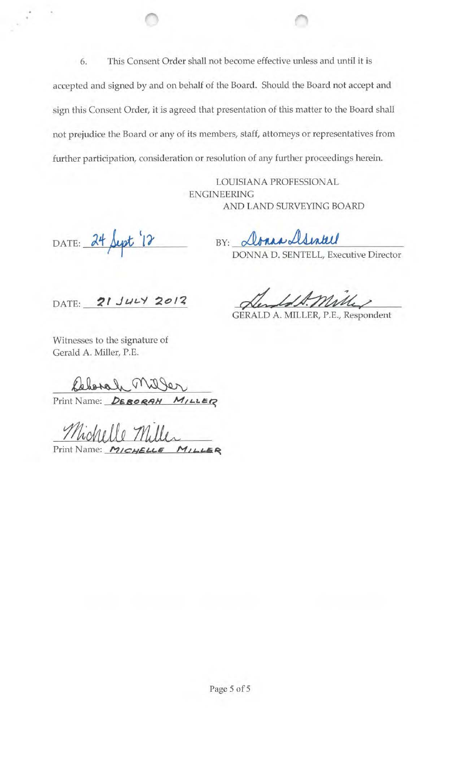6. This Consent Order shall not become effective unless and until it is accepted and signed by and on behalf of the Board. Should the Board not accept and sign this Consent Order, it is agreed that presentation of this matter to the Board shall not prejudice the Board or any of its members, staff, attorneys or representatives from further participation, consideration or resolution of any further proceedings herein.

LOUISIANA PROFESSIONAL ENGINEERING AND LAND SURVEYING BOARD

DATE: 24 Sept '12

BY: Donna Sentell
DONNA D. SENTELL, Executive Director

DATE: 21 JULY 2012

Gerald A. Miller
GERALD A. MILLER, P.E., Respondent

Witnesses to the signature of Gerald A. Miller, P.E.

Deborah Miller
Print Name: DEBORAH MILLER

Michelle Miller
Print Name: MICHELLE MILLER